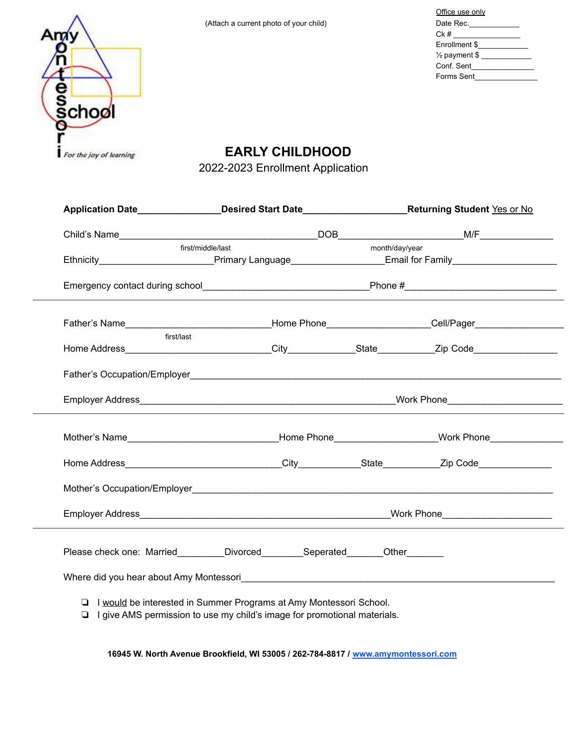Amy Montessori school
*For the joy of learning*

(Attach a current photo of your child)

Office use only
Date Rec.____________
Ck # ________________
Enrollment $____________
½ payment $ ____________
Conf. Sent_______________
Forms Sent_______________

# EARLY CHILDHOOD

2022-2023 Enrollment Application

**Application Date**________________**Desired Start Date**____________________**Returning Student** Yes or No

Child's Name________________________________________DOB_________________________M/F______________
first/middle/last month/day/year

Ethnicity______________________Primary Language___________________Email for Family_____________________

Emergency contact during school________________________________Phone #______________________________

---

Father's Name_____________________________Home Phone____________________Cell/Pager_________________
first/last

Home Address_____________________________City_____________State___________Zip Code________________

Father's Occupation/Employer____________________________________________________________________

Employer Address____________________________________________Work Phone______________________

---

Mother's Name_______________________________Home Phone___________________Work Phone______________

Home Address________________________________City____________State___________Zip Code______________

Mother's Occupation/Employer____________________________________________________________________

Employer Address____________________________________________Work Phone_____________________

---

Please check one: Married_________Divorced________Seperated_______Other_______

Where did you hear about Amy Montessori_______________________________________________________

- ❏ I would be interested in Summer Programs at Amy Montessori School.
- ❏ I give AMS permission to use my child's image for promotional materials.

**16945 W. North Avenue Brookfield, WI 53005 / 262-784-8817 / www.amymontessori.com**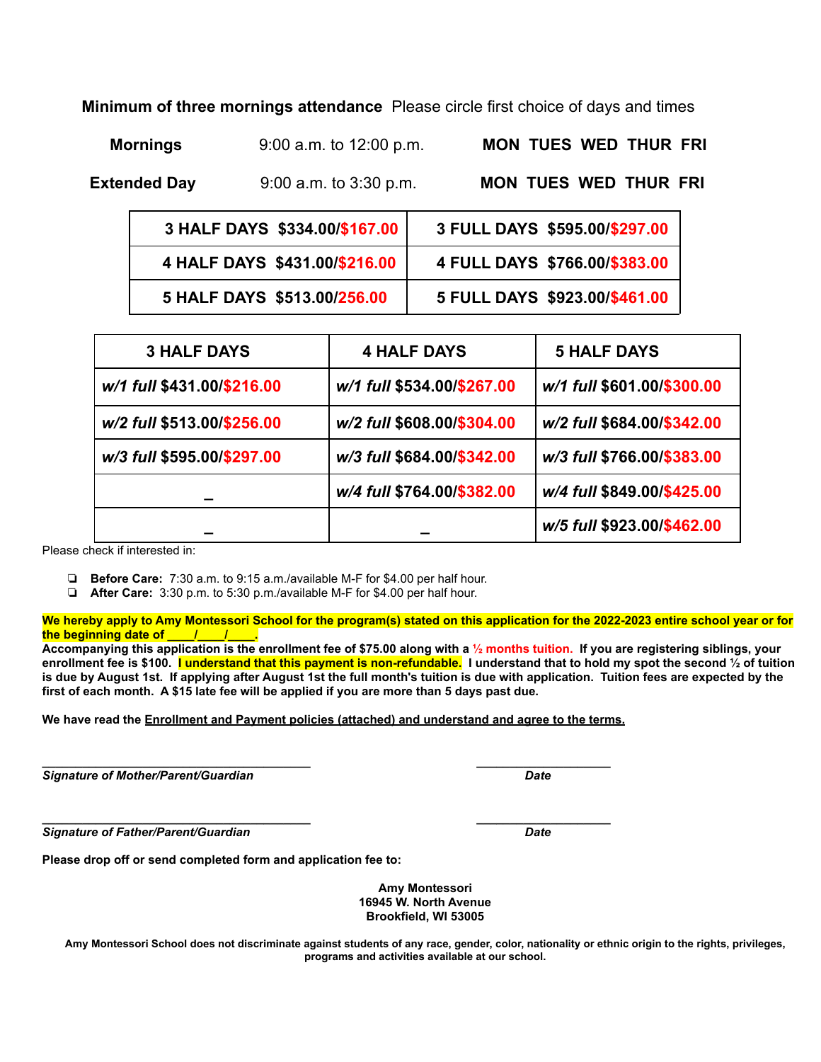**Minimum of three mornings attendance** Please circle first choice of days and times

| | | |
|---|---|---|
| **Mornings** | 9:00 a.m. to 12:00 p.m. | **MON TUES WED THUR FRI** |
| **Extended Day** | 9:00 a.m. to 3:30 p.m. | **MON TUES WED THUR FRI** |

| | |
|---|---|
| **3 HALF DAYS $334.00/$167.00** | **3 FULL DAYS $595.00/$297.00** |
| **4 HALF DAYS $431.00/$216.00** | **4 FULL DAYS $766.00/$383.00** |
| **5 HALF DAYS $513.00/256.00** | **5 FULL DAYS $923.00/$461.00** |

| **3 HALF DAYS** | **4 HALF DAYS** | **5 HALF DAYS** |
|---|---|---|
| ***w/1 full*** **$431.00/$216.00** | ***w/1 full*** **$534.00/$267.00** | ***w/1 full*** **$601.00/$300.00** |
| ***w/2 full*** **$513.00/$256.00** | ***w/2 full*** **$608.00/$304.00** | ***w/2 full*** **$684.00/$342.00** |
| ***w/3 full*** **$595.00/$297.00** | ***w/3 full*** **$684.00/$342.00** | ***w/3 full*** **$766.00/$383.00** |
| _ | ***w/4 full*** **$764.00/$382.00** | ***w/4 full*** **$849.00/$425.00** |
| _ | _ | ***w/5 full*** **$923.00/$462.00** |

Please check if interested in:

- ❑ **Before Care:** 7:30 a.m. to 9:15 a.m./available M-F for $4.00 per half hour.
- ❑ **After Care:** 3:30 p.m. to 5:30 p.m./available M-F for $4.00 per half hour.

**We hereby apply to Amy Montessori School for the program(s) stated on this application for the 2022-2023 entire school year or for the beginning date of ____/____/____.**
**Accompanying this application is the enrollment fee of $75.00 along with a ½ months tuition. If you are registering siblings, your enrollment fee is $100. I understand that this payment is non-refundable. I understand that to hold my spot the second ½ of tuition is due by August 1st. If applying after August 1st the full month's tuition is due with application. Tuition fees are expected by the first of each month. A $15 late fee will be applied if you are more than 5 days past due.**

**We have read the Enrollment and Payment policies (attached) and understand and agree to the terms.**

______________________________________ ____________________
***Signature of Mother/Parent/Guardian*** ***Date***

______________________________________ ____________________
***Signature of Father/Parent/Guardian*** ***Date***

**Please drop off or send completed form and application fee to:**

**Amy Montessori**
**16945 W. North Avenue**
**Brookfield, WI 53005**

**Amy Montessori School does not discriminate against students of any race, gender, color, nationality or ethnic origin to the rights, privileges, programs and activities available at our school.**